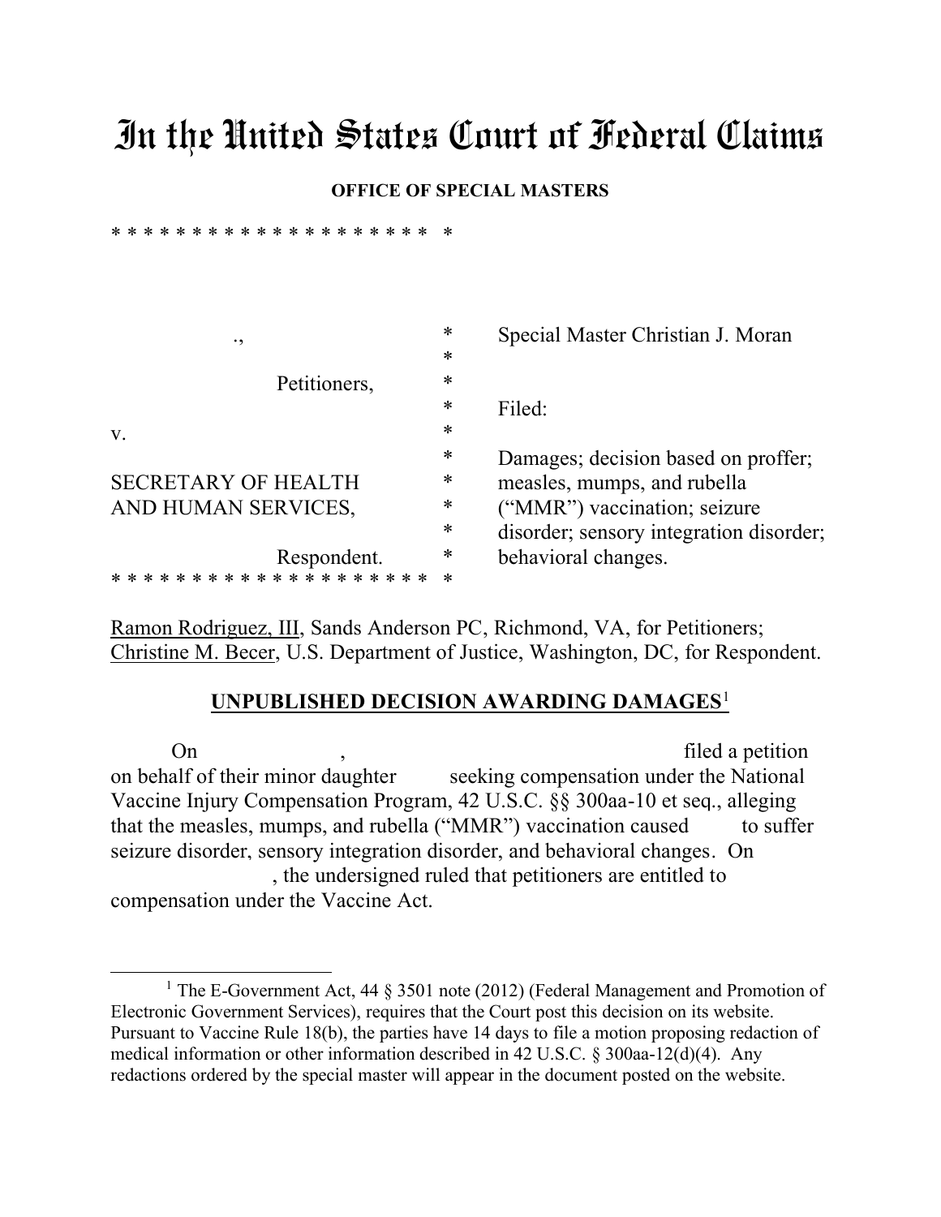# In the United States Court of Federal Claims

**OFFICE OF SPECIAL MASTERS**

* * * * * * * * * * * * * * * * * * * * *

| | | |
|---|---|---|
| ., | * | Special Master Christian J. Moran |
| | * | |
| Petitioners, | * | |
| | * | Filed: |
| v. | * | |
| | * | Damages; decision based on proffer; |
| SECRETARY OF HEALTH | * | measles, mumps, and rubella |
| AND HUMAN SERVICES, | * | ("MMR") vaccination; seizure |
| | * | disorder; sensory integration disorder; |
| Respondent. | * | behavioral changes. |

* * * * * * * * * * * * * * * * * * * * *

Ramon Rodriguez, III, Sands Anderson PC, Richmond, VA, for Petitioners;
Christine M. Becer, U.S. Department of Justice, Washington, DC, for Respondent.

**UNPUBLISHED DECISION AWARDING DAMAGES**[1]

On , filed a petition on behalf of their minor daughter seeking compensation under the National Vaccine Injury Compensation Program, 42 U.S.C. §§ 300aa-10 et seq., alleging that the measles, mumps, and rubella ("MMR") vaccination caused to suffer seizure disorder, sensory integration disorder, and behavioral changes. On , the undersigned ruled that petitioners are entitled to compensation under the Vaccine Act.

[1] The E-Government Act, 44 § 3501 note (2012) (Federal Management and Promotion of Electronic Government Services), requires that the Court post this decision on its website. Pursuant to Vaccine Rule 18(b), the parties have 14 days to file a motion proposing redaction of medical information or other information described in 42 U.S.C. § 300aa-12(d)(4). Any redactions ordered by the special master will appear in the document posted on the website.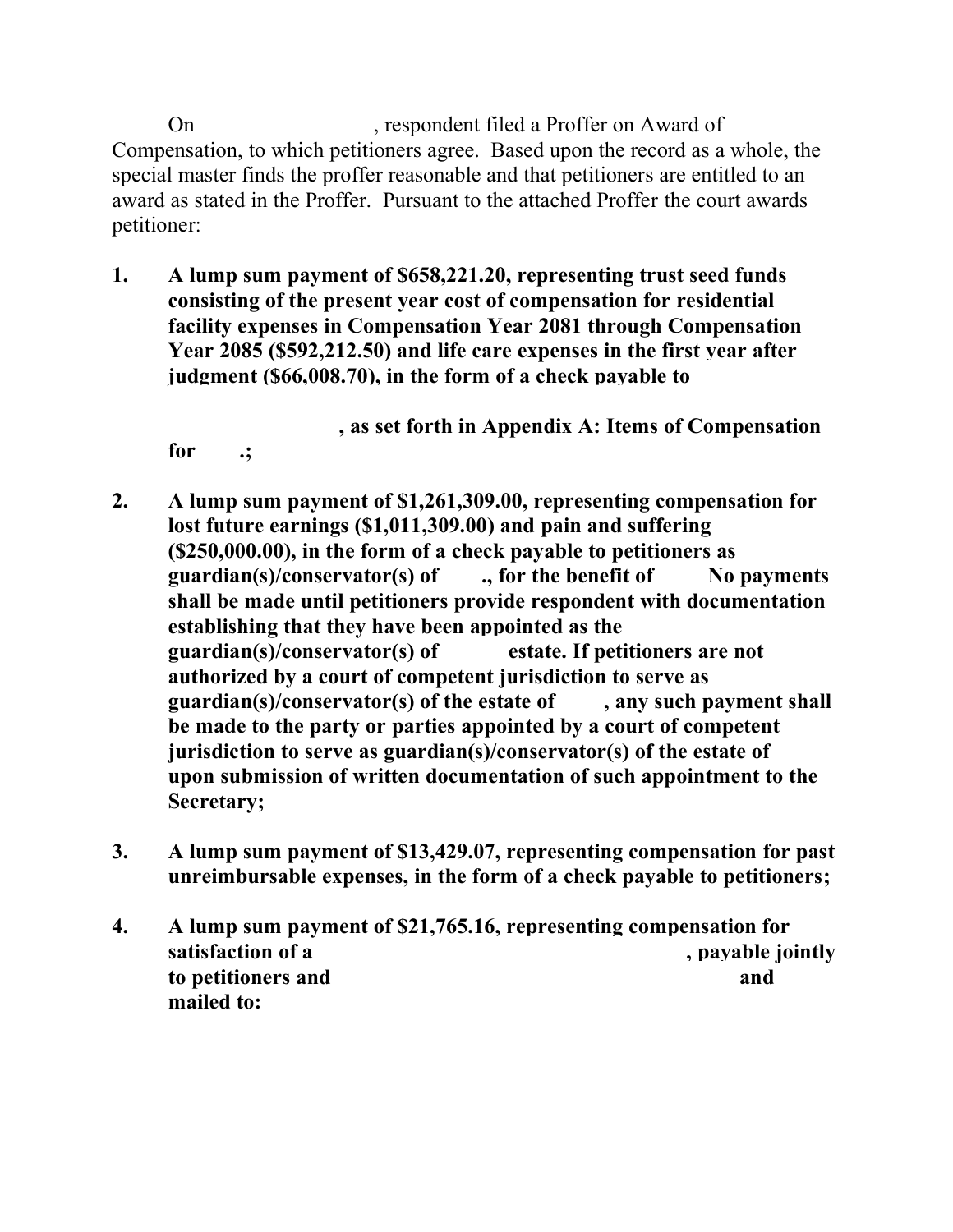On , respondent filed a Proffer on Award of Compensation, to which petitioners agree. Based upon the record as a whole, the special master finds the proffer reasonable and that petitioners are entitled to an award as stated in the Proffer. Pursuant to the attached Proffer the court awards petitioner:

1. **A lump sum payment of $658,221.20, representing trust seed funds consisting of the present year cost of compensation for residential facility expenses in Compensation Year 2081 through Compensation Year 2085 ($592,212.50) and life care expenses in the first year after judgment ($66,008.70), in the form of a check payable to , as set forth in Appendix A: Items of Compensation for .;**

2. **A lump sum payment of $1,261,309.00, representing compensation for lost future earnings ($1,011,309.00) and pain and suffering ($250,000.00), in the form of a check payable to petitioners as guardian(s)/conservator(s) of ., for the benefit of No payments shall be made until petitioners provide respondent with documentation establishing that they have been appointed as the guardian(s)/conservator(s) of estate. If petitioners are not authorized by a court of competent jurisdiction to serve as guardian(s)/conservator(s) of the estate of , any such payment shall be made to the party or parties appointed by a court of competent jurisdiction to serve as guardian(s)/conservator(s) of the estate of upon submission of written documentation of such appointment to the Secretary;**

3. **A lump sum payment of $13,429.07, representing compensation for past unreimbursable expenses, in the form of a check payable to petitioners;**

4. **A lump sum payment of $21,765.16, representing compensation for satisfaction of a , payable jointly to petitioners and and mailed to:**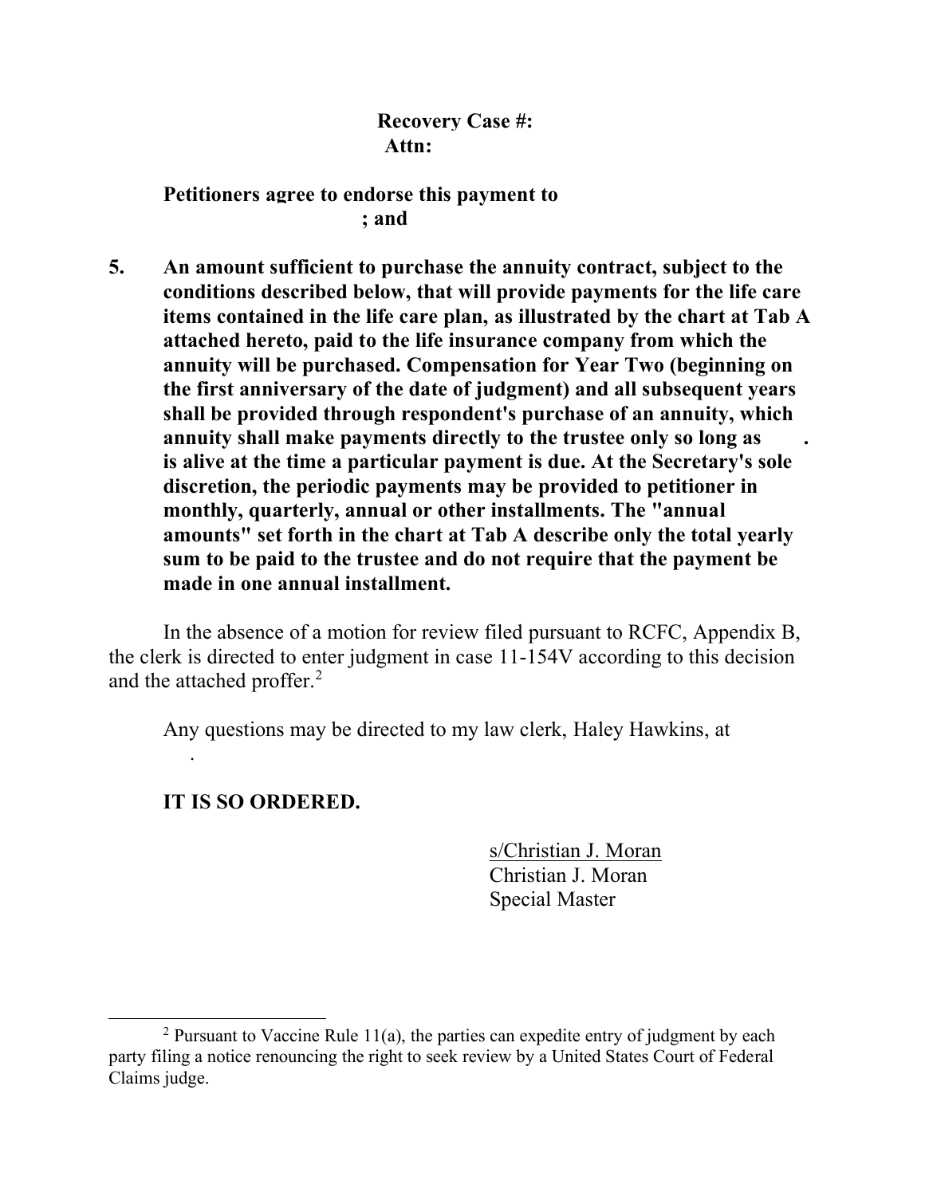**Recovery Case #:**
**Attn:**

**Petitioners agree to endorse this payment to ; and**

**5. An amount sufficient to purchase the annuity contract, subject to the conditions described below, that will provide payments for the life care items contained in the life care plan, as illustrated by the chart at Tab A attached hereto, paid to the life insurance company from which the annuity will be purchased. Compensation for Year Two (beginning on the first anniversary of the date of judgment) and all subsequent years shall be provided through respondent's purchase of an annuity, which annuity shall make payments directly to the trustee only so long as . is alive at the time a particular payment is due. At the Secretary's sole discretion, the periodic payments may be provided to petitioner in monthly, quarterly, annual or other installments. The "annual amounts" set forth in the chart at Tab A describe only the total yearly sum to be paid to the trustee and do not require that the payment be made in one annual installment.**

In the absence of a motion for review filed pursuant to RCFC, Appendix B, the clerk is directed to enter judgment in case 11-154V according to this decision and the attached proffer.[2]

Any questions may be directed to my law clerk, Haley Hawkins, at .

**IT IS SO ORDERED.**

s/Christian J. Moran
Christian J. Moran
Special Master

[2] Pursuant to Vaccine Rule 11(a), the parties can expedite entry of judgment by each party filing a notice renouncing the right to seek review by a United States Court of Federal Claims judge.